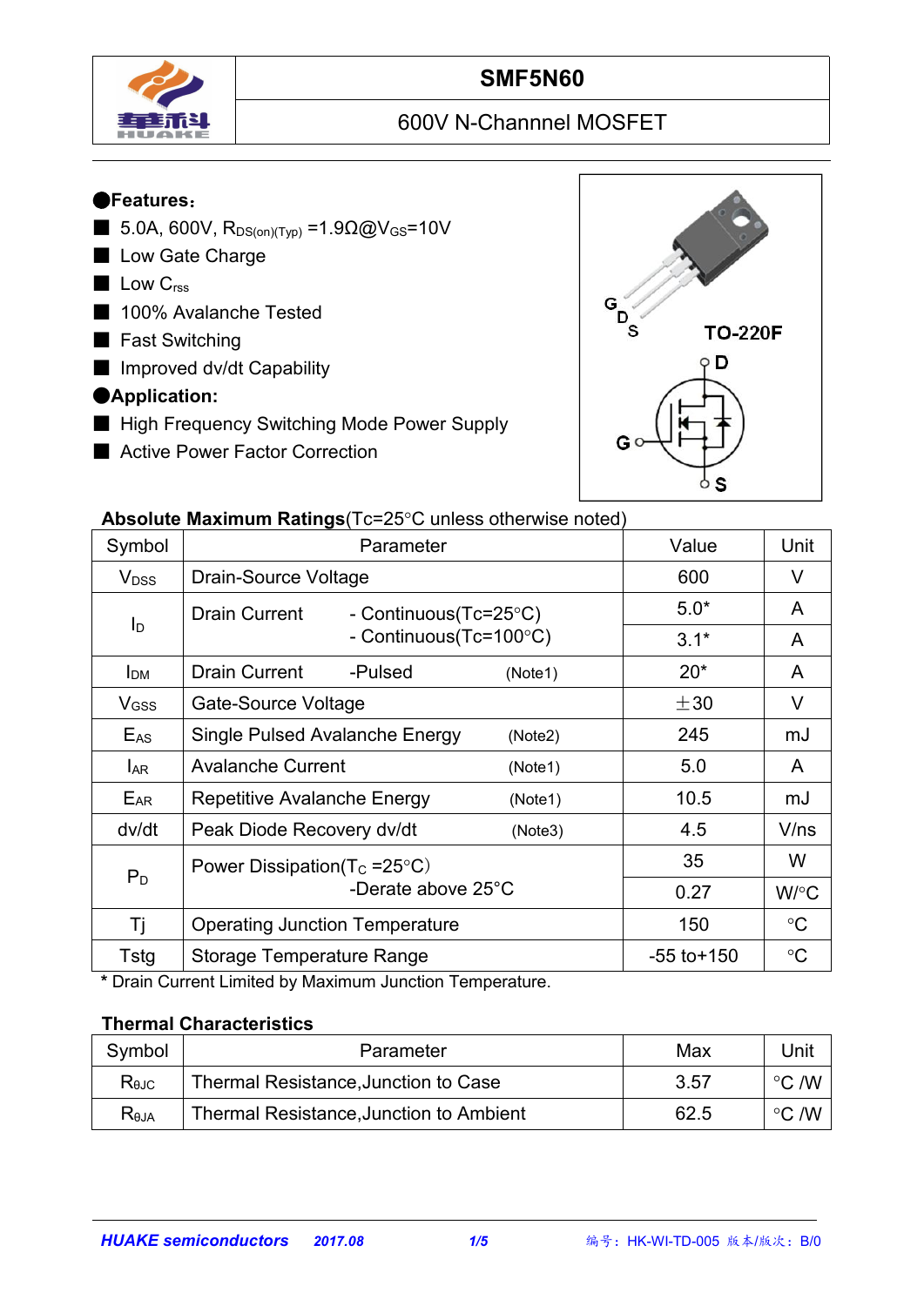# SMF5N60

## 600V N-Channnel MOSFET

## ●Features：

- 5.0A, 600V, $R_{DS(on)(Typ)}$ =1.9Ω@$V_{GS}$=10V
- Low Gate Charge
- Low $C_{rss}$
- 100% Avalanche Tested
- Fast Switching
- Improved dv/dt Capability

## ●Application:

- High Frequency Switching Mode Power Supply
- Active Power Factor Correction

G D S TO-220F

D G S

### Absolute Maximum Ratings(Tc=25°C unless otherwise noted)

| Symbol | Parameter | Value | Unit |
|---|---|---|---|
| $V_{DSS}$ | Drain-Source Voltage | 600 | V |
| $I_D$ | Drain Current - Continuous(Tc=25°C) | 5.0* | A |
| | - Continuous(Tc=100°C) | 3.1* | A |
| $I_{DM}$ | Drain Current -Pulsed (Note1) | 20* | A |
| $V_{GSS}$ | Gate-Source Voltage | ±30 | V |
| $E_{AS}$ | Single Pulsed Avalanche Energy (Note2) | 245 | mJ |
| $I_{AR}$ | Avalanche Current (Note1) | 5.0 | A |
| $E_{AR}$ | Repetitive Avalanche Energy (Note1) | 10.5 | mJ |
| dv/dt | Peak Diode Recovery dv/dt (Note3) | 4.5 | V/ns |
| $P_D$ | Power Dissipation($T_C$ =25°C) | 35 | W |
| | -Derate above 25°C | 0.27 | W/°C |
| Tj | Operating Junction Temperature | 150 | °C |
| Tstg | Storage Temperature Range | -55 to+150 | °C |

\* Drain Current Limited by Maximum Junction Temperature.

### Thermal Characteristics

| Symbol | Parameter | Max | Unit |
|---|---|---|---|
| $R_{\theta JC}$ | Thermal Resistance,Junction to Case | 3.57 | °C /W |
| $R_{\theta JA}$ | Thermal Resistance,Junction to Ambient | 62.5 | °C /W |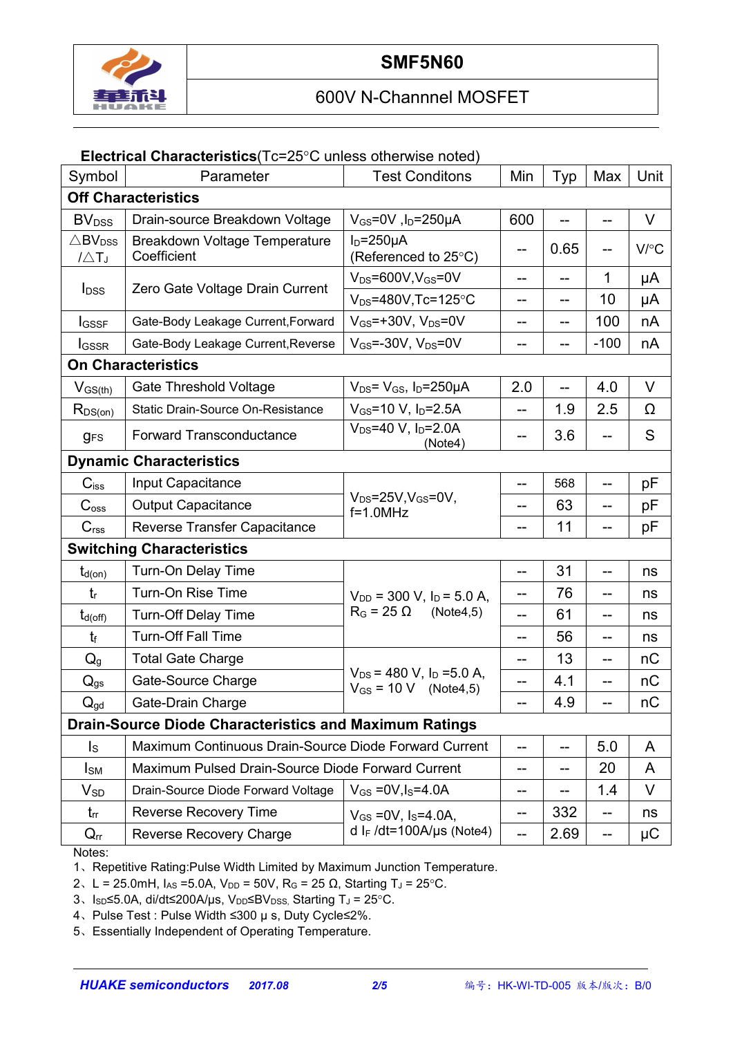# SMF5N60

## 600V N-Channel MOSFET

**Electrical Characteristics**(Tc=25°C unless otherwise noted)

| Symbol | Parameter | Test Conditons | Min | Typ | Max | Unit |
|---|---|---|---|---|---|---|
| **Off Characteristics** | | | | | | |
| $BV_{DSS}$ | Drain-source Breakdown Voltage | $V_{GS}$=0V ,$I_D$=250μA | 600 | -- | -- | V |
| $\triangle BV_{DSS}/\triangle T_J$ | Breakdown Voltage Temperature Coefficient | $I_D$=250μA (Referenced to 25°C) | -- | 0.65 | -- | V/°C |
| $I_{DSS}$ | Zero Gate Voltage Drain Current | $V_{DS}$=600V,$V_{GS}$=0V | -- | -- | 1 | μA |
| | | $V_{DS}$=480V,Tc=125°C | -- | -- | 10 | μA |
| $I_{GSSF}$ | Gate-Body Leakage Current,Forward | $V_{GS}$=+30V, $V_{DS}$=0V | -- | -- | 100 | nA |
| $I_{GSSR}$ | Gate-Body Leakage Current,Reverse | $V_{GS}$=-30V, $V_{DS}$=0V | -- | -- | -100 | nA |
| **On Characteristics** | | | | | | |
| $V_{GS(th)}$ | Gate Threshold Voltage | $V_{DS}$= $V_{GS}$, $I_D$=250μA | 2.0 | -- | 4.0 | V |
| $R_{DS(on)}$ | Static Drain-Source On-Resistance | $V_{GS}$=10 V, $I_D$=2.5A | -- | 1.9 | 2.5 | Ω |
| $g_{FS}$ | Forward Transconductance | $V_{DS}$=40 V, $I_D$=2.0A (Note4) | -- | 3.6 | -- | S |
| **Dynamic Characteristics** | | | | | | |
| $C_{iss}$ | Input Capacitance | $V_{DS}$=25V,$V_{GS}$=0V, f=1.0MHz | -- | 568 | -- | pF |
| $C_{oss}$ | Output Capacitance | | -- | 63 | -- | pF |
| $C_{rss}$ | Reverse Transfer Capacitance | | -- | 11 | -- | pF |
| **Switching Characteristics** | | | | | | |
| $t_{d(on)}$ | Turn-On Delay Time | $V_{DD}$ = 300 V, $I_D$ = 5.0 A, $R_G$ = 25 Ω (Note4,5) | -- | 31 | -- | ns |
| $t_r$ | Turn-On Rise Time | | -- | 76 | -- | ns |
| $t_{d(off)}$ | Turn-Off Delay Time | | -- | 61 | -- | ns |
| $t_f$ | Turn-Off Fall Time | | -- | 56 | -- | ns |
| $Q_g$ | Total Gate Charge | $V_{DS}$ = 480 V, $I_D$ =5.0 A, $V_{GS}$ = 10 V (Note4,5) | -- | 13 | -- | nC |
| $Q_{gs}$ | Gate-Source Charge | | -- | 4.1 | -- | nC |
| $Q_{gd}$ | Gate-Drain Charge | | -- | 4.9 | -- | nC |
| **Drain-Source Diode Characteristics and Maximum Ratings** | | | | | | |
| $I_S$ | Maximum Continuous Drain-Source Diode Forward Current | | -- | -- | 5.0 | A |
| $I_{SM}$ | Maximum Pulsed Drain-Source Diode Forward Current | | -- | -- | 20 | A |
| $V_{SD}$ | Drain-Source Diode Forward Voltage | $V_{GS}$ =0V,$I_S$=4.0A | -- | -- | 1.4 | V |
| $t_{rr}$ | Reverse Recovery Time | $V_{GS}$ =0V, $I_S$=4.0A, d $I_F$ /dt=100A/μs (Note4) | -- | 332 | -- | ns |
| $Q_{rr}$ | Reverse Recovery Charge | | -- | 2.69 | -- | μC |

Notes:

1、Repetitive Rating:Pulse Width Limited by Maximum Junction Temperature.

2、L = 25.0mH, $I_{AS}$ =5.0A, $V_{DD}$ = 50V, $R_G$ = 25 Ω, Starting $T_J$ = 25°C.

3、$I_{SD}$≤5.0A, di/dt≤200A/μs, $V_{DD}$≤$BV_{DSS}$, Starting $T_J$ = 25°C.

4、Pulse Test : Pulse Width ≤300 μ s, Duty Cycle≤2%.

5、Essentially Independent of Operating Temperature.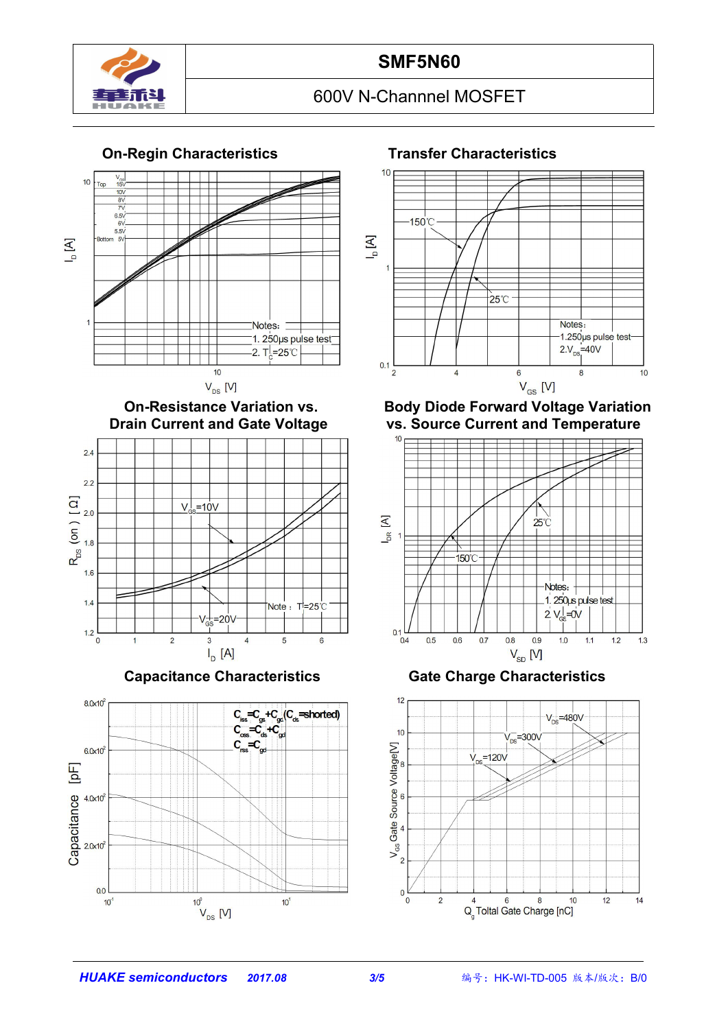# SMF5N60

600V N-Channnel MOSFET

## On-Regin Characteristics

$V_{GS}$: Top 15V, 10V, 8V, 7V, 6.5V, 6V, 5.5V, Bottom 5V

Notes:
1. 250μs pulse test
2. $T_C$=25℃

$I_D$ [A] vs. $V_{DS}$ [V]

## Transfer Characteristics

150℃, 25℃

Notes:
1.250μs pulse test
2.$V_{DS}$=40V

$I_D$ [A] vs. $V_{GS}$ [V]

## On-Resistance Variation vs. Drain Current and Gate Voltage

$V_{GS}$=10V, $V_{GS}$=20V

Note：$T_J$=25℃

$R_{DS}$ (on) [Ω] vs. $I_D$ [A]

## Body Diode Forward Voltage Variation vs. Source Current and Temperature

25℃, 150℃

Notes:
1. 250μs pulse test
2. $V_{GS}$=0V

$I_{DR}$ [A] vs. $V_{SD}$ [V]

## Capacitance Characteristics

$C_{iss}=C_{gs}+C_{gd}$ ($C_{ds}$=shorted)
$C_{oss}=C_{ds}+C_{gd}$
$C_{rss}=C_{gd}$

Capacitance [pF] vs. $V_{DS}$ [V]

## Gate Charge Characteristics

$V_{DS}$=480V, $V_{DS}$=300V, $V_{DS}$=120V

$V_{GS}$ Gate Source Voltage[V] vs. $Q_g$ Toltal Gate Charge [nC]

*HUAKE semiconductors* **2017.08**

编号：HK-WI-TD-005 版本/版次：B/0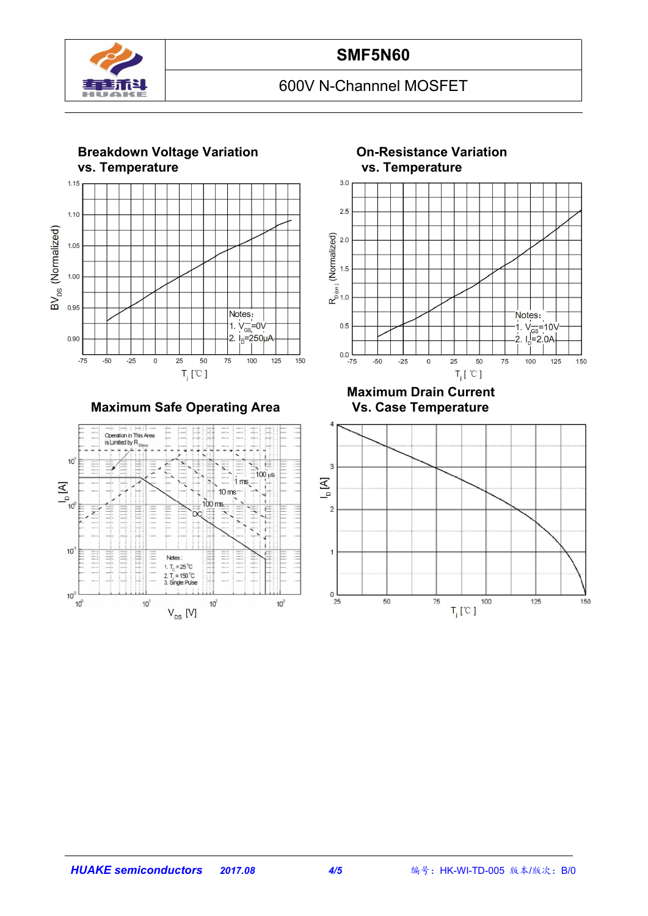# SMF5N60

600V N-Channel MOSFET

## Breakdown Voltage Variation vs. Temperature

$BV_{DS}$ (Normalized)

1.15
1.10
1.05
1.00
0.95
0.90

-75 -50 -25 0 25 50 75 100 125 150

$T_j$ [℃]

Notes:
1. $V_{GS}$=0V
2. $I_D$=250μA

## On-Resistance Variation vs. Temperature

$R_{D(on)}$ (Normalized)

3.0
2.5
2.0
1.5
1.0
0.5
0.0

-75 -50 -25 0 25 50 75 100 125 150

$T_j$ [℃]

Notes:
1. $V_{GS}$=10V
2. $I_D$=2.0A

## Maximum Safe Operating Area

Operation in This Area is Limited by $R_{DS(on)}$

100 μs
1 ms
10 ms
100 ms
DC

$I_D$ [A]

$10^1$
$10^0$
$10^{-1}$
$10^{-2}$

$10^0$ $10^1$ $10^2$ $10^3$

$V_{DS}$ [V]

Notes:
1. $T_C$ = 25℃
2. $T_J$ = 150℃
3. Single Pulse

## Maximum Drain Current Vs. Case Temperature

$I_D$ [A]

4
3
2
1
0

25 50 75 100 125 150

$T_j$ [℃]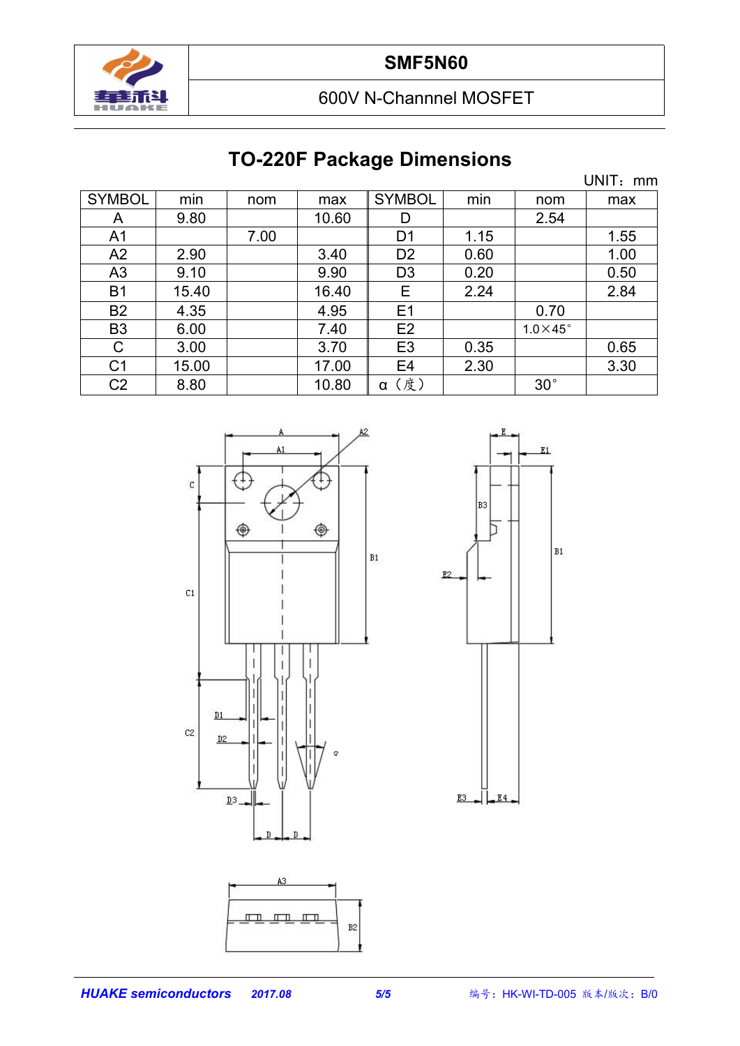# TO-220F Package Dimensions

UNIT：mm

| SYMBOL | min | nom | max | SYMBOL | min | nom | max |
|---|---|---|---|---|---|---|---|
| A | 9.80 | | 10.60 | D | | 2.54 | |
| A1 | | 7.00 | | D1 | 1.15 | | 1.55 |
| A2 | 2.90 | | 3.40 | D2 | 0.60 | | 1.00 |
| A3 | 9.10 | | 9.90 | D3 | 0.20 | | 0.50 |
| B1 | 15.40 | | 16.40 | E | 2.24 | | 2.84 |
| B2 | 4.35 | | 4.95 | E1 | | 0.70 | |
| B3 | 6.00 | | 7.40 | E2 | | 1.0×45° | |
| C | 3.00 | | 3.70 | E3 | 0.35 | | 0.65 |
| C1 | 15.00 | | 17.00 | E4 | 2.30 | | 3.30 |
| C2 | 8.80 | | 10.80 | α（度） | | 30° | |

A
A2
A1
C
C1
C2
D1
D2
D3
D
D
B1
α
E
E1
B3
E2
B1
E3
E4
A3
B2